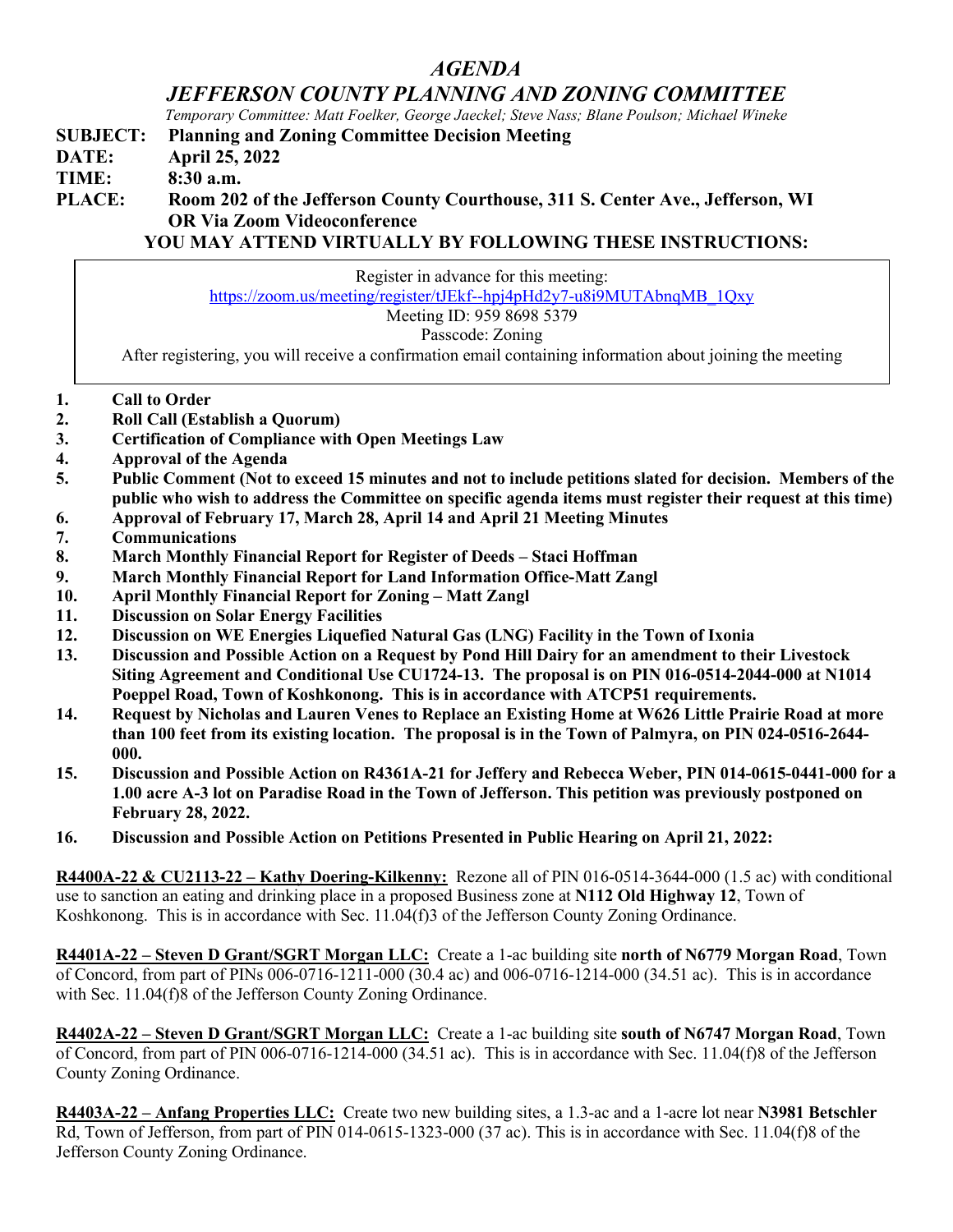# *AGENDA*

## *JEFFERSON COUNTY PLANNING AND ZONING COMMITTEE*

*Temporary Committee: Matt Foelker, George Jaeckel; Steve Nass; Blane Poulson; Michael Wineke*

**SUBJECT: Planning and Zoning Committee Decision Meeting**

**DATE: April 25, 2022**

**TIME: 8:30 a.m.**

**PLACE: Room 202 of the Jefferson County Courthouse, 311 S. Center Ave., Jefferson, WI OR Via Zoom Videoconference**

**YOU MAY ATTEND VIRTUALLY BY FOLLOWING THESE INSTRUCTIONS:**

Register in advance for this meeting:
https://zoom.us/meeting/register/tJEkf--hpj4pHd2y7-u8i9MUTAbnqMB_1Qxy
Meeting ID: 959 8698 5379
Passcode: Zoning
After registering, you will receive a confirmation email containing information about joining the meeting

1. **Call to Order**
2. **Roll Call (Establish a Quorum)**
3. **Certification of Compliance with Open Meetings Law**
4. **Approval of the Agenda**
5. **Public Comment (Not to exceed 15 minutes and not to include petitions slated for decision. Members of the public who wish to address the Committee on specific agenda items must register their request at this time)**
6. **Approval of February 17, March 28, April 14 and April 21 Meeting Minutes**
7. **Communications**
8. **March Monthly Financial Report for Register of Deeds – Staci Hoffman**
9. **March Monthly Financial Report for Land Information Office-Matt Zangl**
10. **April Monthly Financial Report for Zoning – Matt Zangl**
11. **Discussion on Solar Energy Facilities**
12. **Discussion on WE Energies Liquefied Natural Gas (LNG) Facility in the Town of Ixonia**
13. **Discussion and Possible Action on a Request by Pond Hill Dairy for an amendment to their Livestock Siting Agreement and Conditional Use CU1724-13. The proposal is on PIN 016-0514-2044-000 at N1014 Poeppel Road, Town of Koshkonong. This is in accordance with ATCP51 requirements.**
14. **Request by Nicholas and Lauren Venes to Replace an Existing Home at W626 Little Prairie Road at more than 100 feet from its existing location. The proposal is in the Town of Palmyra, on PIN 024-0516-2644-000.**
15. **Discussion and Possible Action on R4361A-21 for Jeffery and Rebecca Weber, PIN 014-0615-0441-000 for a 1.00 acre A-3 lot on Paradise Road in the Town of Jefferson. This petition was previously postponed on February 28, 2022.**
16. **Discussion and Possible Action on Petitions Presented in Public Hearing on April 21, 2022:**

**R4400A-22 & CU2113-22 – Kathy Doering-Kilkenny:** Rezone all of PIN 016-0514-3644-000 (1.5 ac) with conditional use to sanction an eating and drinking place in a proposed Business zone at **N112 Old Highway 12**, Town of Koshkonong. This is in accordance with Sec. 11.04(f)3 of the Jefferson County Zoning Ordinance.

**R4401A-22 – Steven D Grant/SGRT Morgan LLC:** Create a 1-ac building site **north of N6779 Morgan Road**, Town of Concord, from part of PINs 006-0716-1211-000 (30.4 ac) and 006-0716-1214-000 (34.51 ac). This is in accordance with Sec. 11.04(f)8 of the Jefferson County Zoning Ordinance.

**R4402A-22 – Steven D Grant/SGRT Morgan LLC:** Create a 1-ac building site **south of N6747 Morgan Road**, Town of Concord, from part of PIN 006-0716-1214-000 (34.51 ac). This is in accordance with Sec. 11.04(f)8 of the Jefferson County Zoning Ordinance.

**R4403A-22 – Anfang Properties LLC:** Create two new building sites, a 1.3-ac and a 1-acre lot near **N3981 Betschler** Rd, Town of Jefferson, from part of PIN 014-0615-1323-000 (37 ac). This is in accordance with Sec. 11.04(f)8 of the Jefferson County Zoning Ordinance.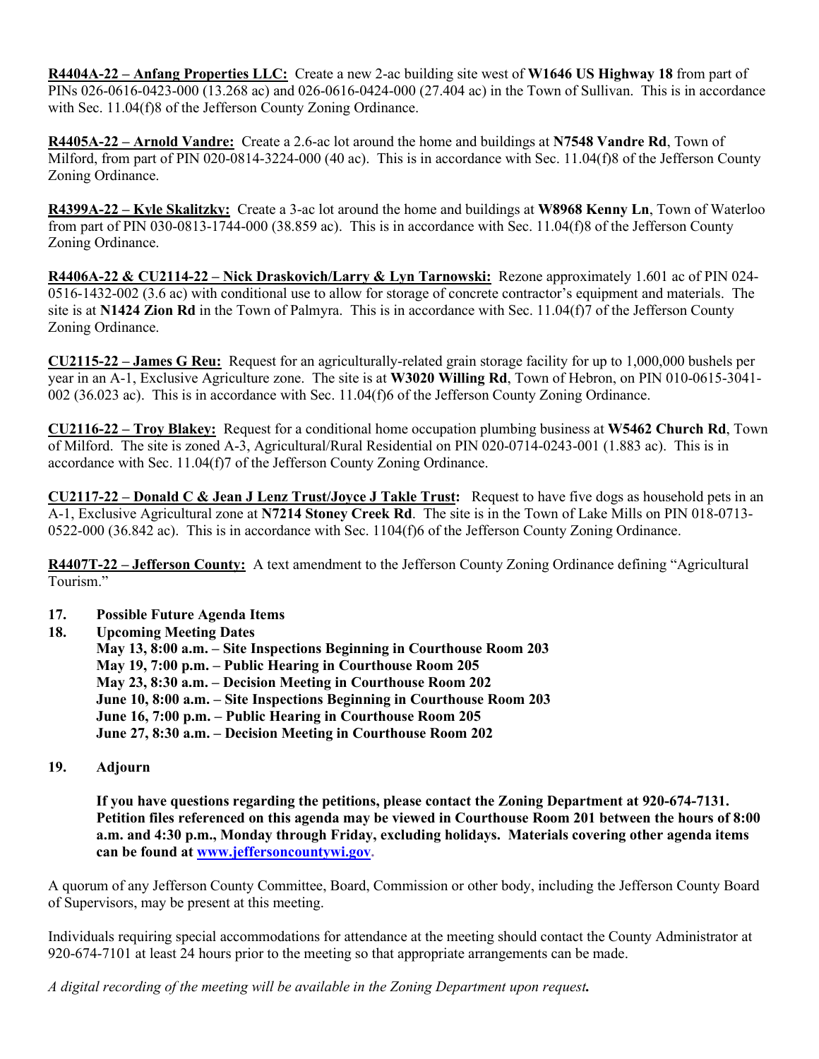**R4404A-22 – Anfang Properties LLC:** Create a new 2-ac building site west of **W1646 US Highway 18** from part of PINs 026-0616-0423-000 (13.268 ac) and 026-0616-0424-000 (27.404 ac) in the Town of Sullivan. This is in accordance with Sec. 11.04(f)8 of the Jefferson County Zoning Ordinance.

**R4405A-22 – Arnold Vandre:** Create a 2.6-ac lot around the home and buildings at **N7548 Vandre Rd**, Town of Milford, from part of PIN 020-0814-3224-000 (40 ac). This is in accordance with Sec. 11.04(f)8 of the Jefferson County Zoning Ordinance.

**R4399A-22 – Kyle Skalitzky:** Create a 3-ac lot around the home and buildings at **W8968 Kenny Ln**, Town of Waterloo from part of PIN 030-0813-1744-000 (38.859 ac). This is in accordance with Sec. 11.04(f)8 of the Jefferson County Zoning Ordinance.

**R4406A-22 & CU2114-22 – Nick Draskovich/Larry & Lyn Tarnowski:** Rezone approximately 1.601 ac of PIN 024-0516-1432-002 (3.6 ac) with conditional use to allow for storage of concrete contractor's equipment and materials. The site is at **N1424 Zion Rd** in the Town of Palmyra. This is in accordance with Sec. 11.04(f)7 of the Jefferson County Zoning Ordinance.

**CU2115-22 – James G Reu:** Request for an agriculturally-related grain storage facility for up to 1,000,000 bushels per year in an A-1, Exclusive Agriculture zone. The site is at **W3020 Willing Rd**, Town of Hebron, on PIN 010-0615-3041-002 (36.023 ac). This is in accordance with Sec. 11.04(f)6 of the Jefferson County Zoning Ordinance.

**CU2116-22 – Troy Blakey:** Request for a conditional home occupation plumbing business at **W5462 Church Rd**, Town of Milford. The site is zoned A-3, Agricultural/Rural Residential on PIN 020-0714-0243-001 (1.883 ac). This is in accordance with Sec. 11.04(f)7 of the Jefferson County Zoning Ordinance.

**CU2117-22 – Donald C & Jean J Lenz Trust/Joyce J Takle Trust:** Request to have five dogs as household pets in an A-1, Exclusive Agricultural zone at **N7214 Stoney Creek Rd**. The site is in the Town of Lake Mills on PIN 018-0713-0522-000 (36.842 ac). This is in accordance with Sec. 1104(f)6 of the Jefferson County Zoning Ordinance.

**R4407T-22 – Jefferson County:** A text amendment to the Jefferson County Zoning Ordinance defining "Agricultural Tourism."

**17. Possible Future Agenda Items**

**18. Upcoming Meeting Dates**

**May 13, 8:00 a.m. – Site Inspections Beginning in Courthouse Room 203**
**May 19, 7:00 p.m. – Public Hearing in Courthouse Room 205**
**May 23, 8:30 a.m. – Decision Meeting in Courthouse Room 202**
**June 10, 8:00 a.m. – Site Inspections Beginning in Courthouse Room 203**
**June 16, 7:00 p.m. – Public Hearing in Courthouse Room 205**
**June 27, 8:30 a.m. – Decision Meeting in Courthouse Room 202**

**19. Adjourn**

**If you have questions regarding the petitions, please contact the Zoning Department at 920-674-7131. Petition files referenced on this agenda may be viewed in Courthouse Room 201 between the hours of 8:00 a.m. and 4:30 p.m., Monday through Friday, excluding holidays. Materials covering other agenda items can be found at www.jeffersoncountywi.gov.**

A quorum of any Jefferson County Committee, Board, Commission or other body, including the Jefferson County Board of Supervisors, may be present at this meeting.

Individuals requiring special accommodations for attendance at the meeting should contact the County Administrator at 920-674-7101 at least 24 hours prior to the meeting so that appropriate arrangements can be made.

*A digital recording of the meeting will be available in the Zoning Department upon request.*